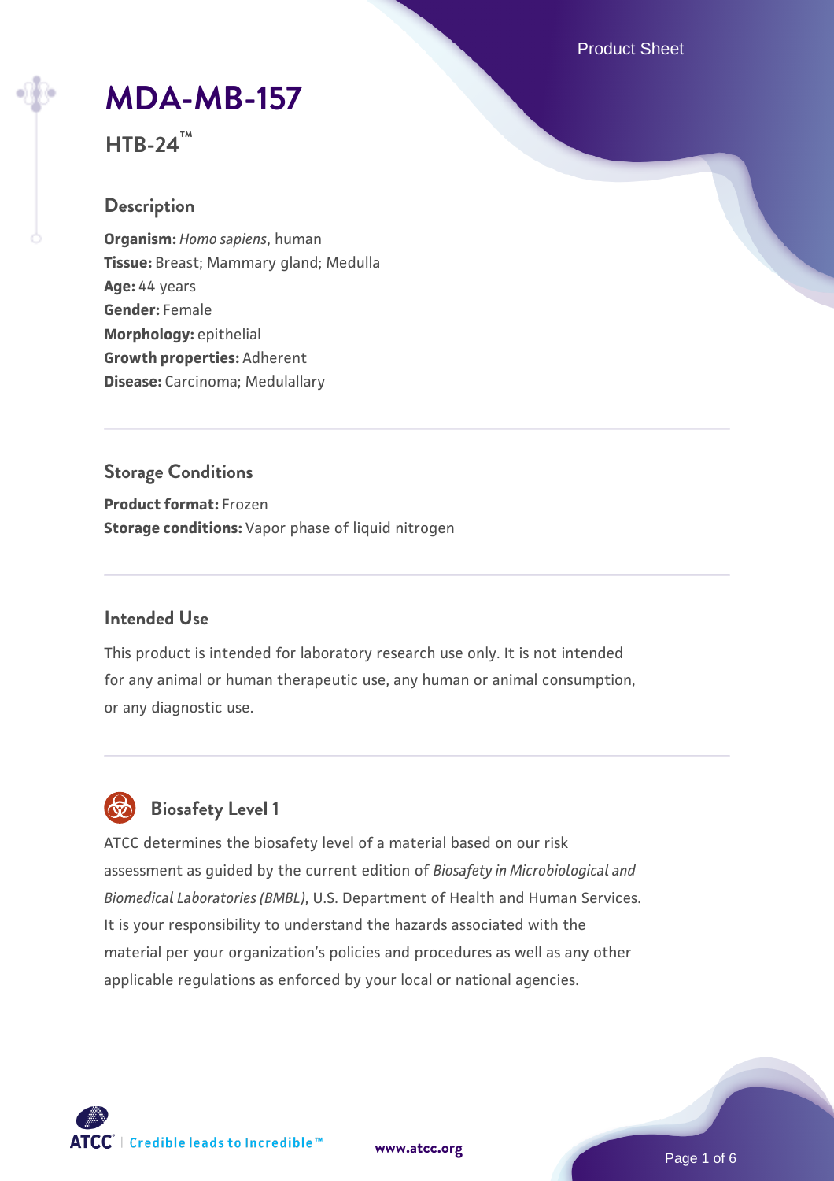Product Sheet

# MDA-MB-157

**HTB-24™**

## Description

**Organism:** *Homo sapiens*, human
**Tissue:** Breast; Mammary gland; Medulla
**Age:** 44 years
**Gender:** Female
**Morphology:** epithelial
**Growth properties:** Adherent
**Disease:** Carcinoma; Medulallary

## Storage Conditions

**Product format:** Frozen
**Storage conditions:** Vapor phase of liquid nitrogen

## Intended Use

This product is intended for laboratory research use only. It is not intended for any animal or human therapeutic use, any human or animal consumption, or any diagnostic use.

## Biosafety Level 1

ATCC determines the biosafety level of a material based on our risk assessment as guided by the current edition of *Biosafety in Microbiological and Biomedical Laboratories (BMBL)*, U.S. Department of Health and Human Services. It is your responsibility to understand the hazards associated with the material per your organization's policies and procedures as well as any other applicable regulations as enforced by your local or national agencies.

ATCC | Credible leads to Incredible™ www.atcc.org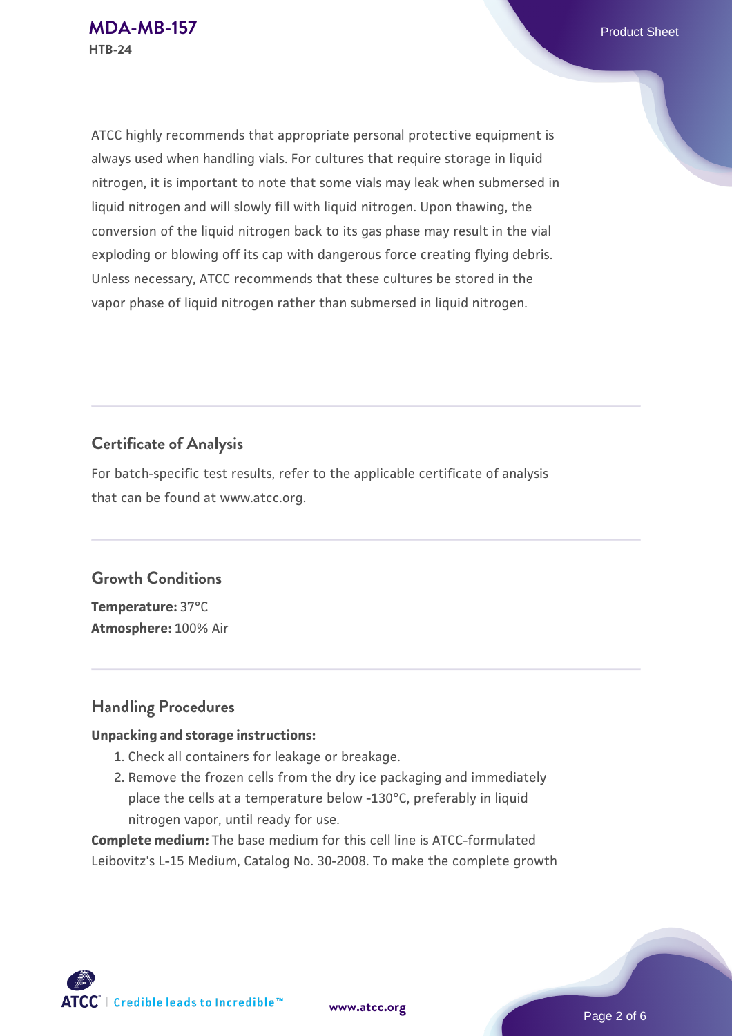ATCC highly recommends that appropriate personal protective equipment is always used when handling vials. For cultures that require storage in liquid nitrogen, it is important to note that some vials may leak when submersed in liquid nitrogen and will slowly fill with liquid nitrogen. Upon thawing, the conversion of the liquid nitrogen back to its gas phase may result in the vial exploding or blowing off its cap with dangerous force creating flying debris. Unless necessary, ATCC recommends that these cultures be stored in the vapor phase of liquid nitrogen rather than submersed in liquid nitrogen.

## Certificate of Analysis

For batch-specific test results, refer to the applicable certificate of analysis that can be found at www.atcc.org.

## Growth Conditions

**Temperature:** 37°C
**Atmosphere:** 100% Air

## Handling Procedures

**Unpacking and storage instructions:**

1. Check all containers for leakage or breakage.
2. Remove the frozen cells from the dry ice packaging and immediately place the cells at a temperature below -130°C, preferably in liquid nitrogen vapor, until ready for use.

**Complete medium:** The base medium for this cell line is ATCC-formulated Leibovitz's L-15 Medium, Catalog No. 30-2008. To make the complete growth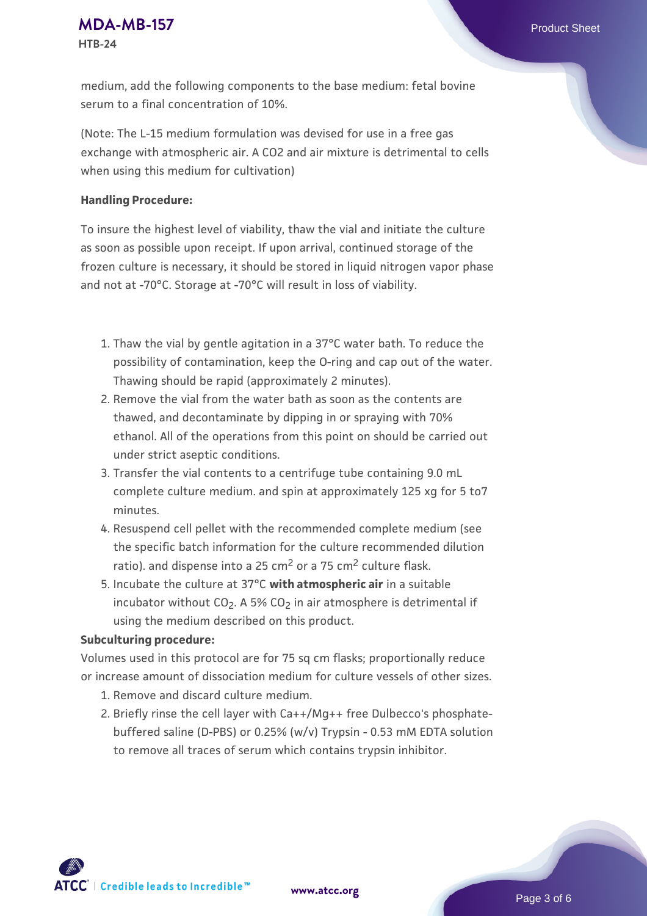medium, add the following components to the base medium: fetal bovine serum to a final concentration of 10%.

(Note: The L-15 medium formulation was devised for use in a free gas exchange with atmospheric air. A CO2 and air mixture is detrimental to cells when using this medium for cultivation)

**Handling Procedure:**

To insure the highest level of viability, thaw the vial and initiate the culture as soon as possible upon receipt. If upon arrival, continued storage of the frozen culture is necessary, it should be stored in liquid nitrogen vapor phase and not at -70°C. Storage at -70°C will result in loss of viability.

1. Thaw the vial by gentle agitation in a 37°C water bath. To reduce the possibility of contamination, keep the O-ring and cap out of the water. Thawing should be rapid (approximately 2 minutes).
2. Remove the vial from the water bath as soon as the contents are thawed, and decontaminate by dipping in or spraying with 70% ethanol. All of the operations from this point on should be carried out under strict aseptic conditions.
3. Transfer the vial contents to a centrifuge tube containing 9.0 mL complete culture medium. and spin at approximately 125 xg for 5 to7 minutes.
4. Resuspend cell pellet with the recommended complete medium (see the specific batch information for the culture recommended dilution ratio). and dispense into a 25 $cm^2$ or a 75 $cm^2$ culture flask.
5. Incubate the culture at 37°C **with atmospheric air** in a suitable incubator without $CO_2$. A 5% $CO_2$ in air atmosphere is detrimental if using the medium described on this product.

**Subculturing procedure:**

Volumes used in this protocol are for 75 sq cm flasks; proportionally reduce or increase amount of dissociation medium for culture vessels of other sizes.

1. Remove and discard culture medium.
2. Briefly rinse the cell layer with Ca++/Mg++ free Dulbecco's phosphate-buffered saline (D-PBS) or 0.25% (w/v) Trypsin - 0.53 mM EDTA solution to remove all traces of serum which contains trypsin inhibitor.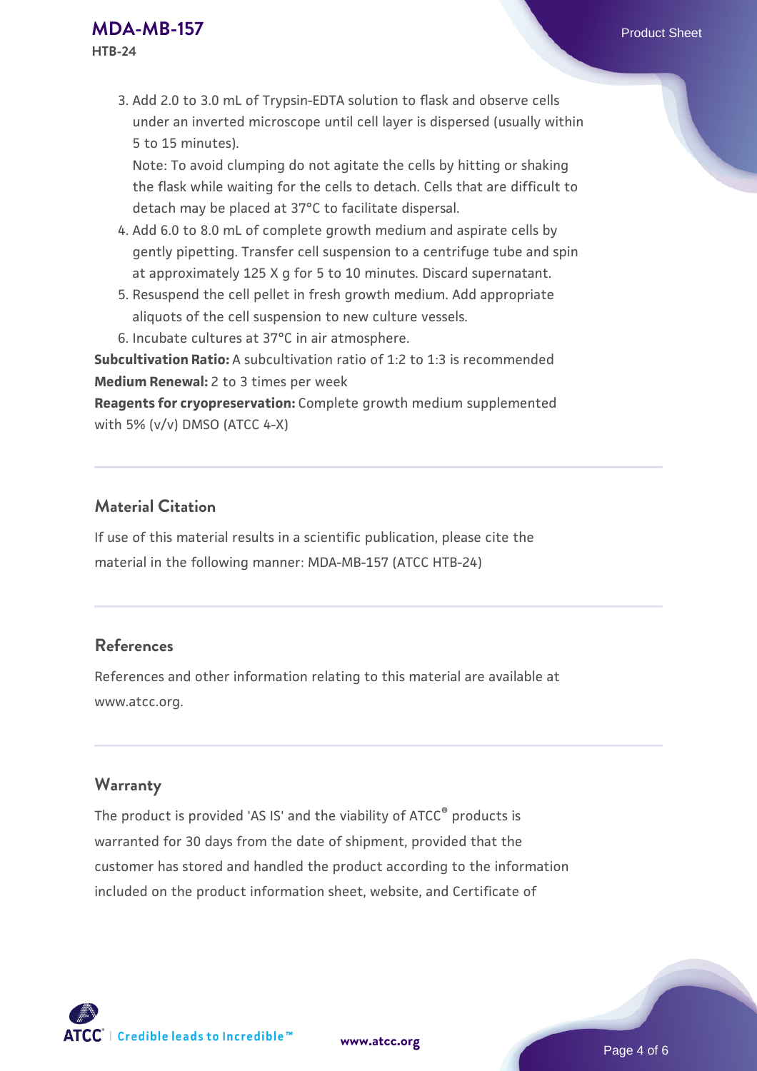3. Add 2.0 to 3.0 mL of Trypsin-EDTA solution to flask and observe cells under an inverted microscope until cell layer is dispersed (usually within 5 to 15 minutes).
   Note: To avoid clumping do not agitate the cells by hitting or shaking the flask while waiting for the cells to detach. Cells that are difficult to detach may be placed at 37°C to facilitate dispersal.
4. Add 6.0 to 8.0 mL of complete growth medium and aspirate cells by gently pipetting. Transfer cell suspension to a centrifuge tube and spin at approximately 125 X g for 5 to 10 minutes. Discard supernatant.
5. Resuspend the cell pellet in fresh growth medium. Add appropriate aliquots of the cell suspension to new culture vessels.
6. Incubate cultures at 37°C in air atmosphere.

**Subcultivation Ratio:** A subcultivation ratio of 1:2 to 1:3 is recommended
**Medium Renewal:** 2 to 3 times per week
**Reagents for cryopreservation:** Complete growth medium supplemented with 5% (v/v) DMSO (ATCC 4-X)

## Material Citation

If use of this material results in a scientific publication, please cite the material in the following manner: MDA-MB-157 (ATCC HTB-24)

## References

References and other information relating to this material are available at www.atcc.org.

## Warranty

The product is provided 'AS IS' and the viability of ATCC® products is warranted for 30 days from the date of shipment, provided that the customer has stored and handled the product according to the information included on the product information sheet, website, and Certificate of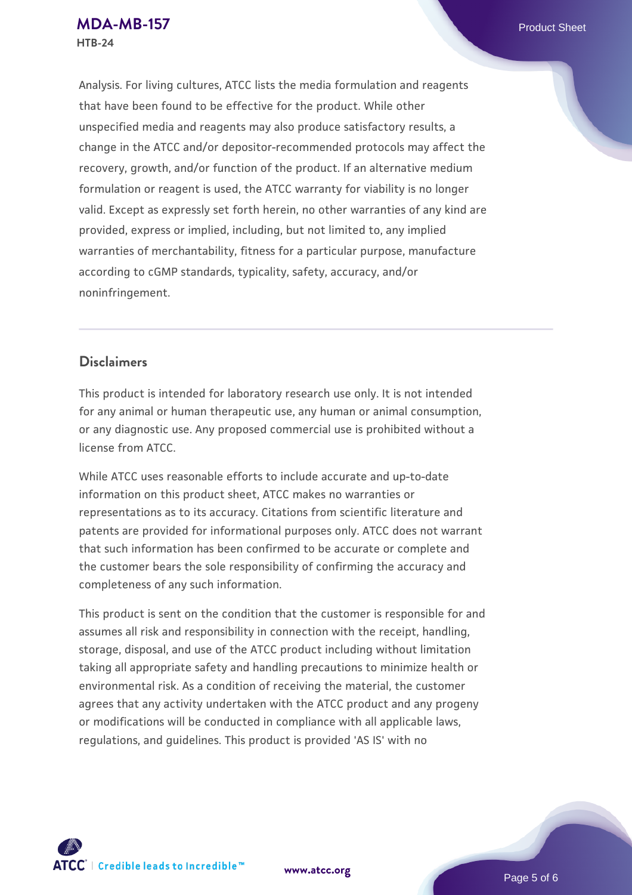Analysis. For living cultures, ATCC lists the media formulation and reagents that have been found to be effective for the product. While other unspecified media and reagents may also produce satisfactory results, a change in the ATCC and/or depositor-recommended protocols may affect the recovery, growth, and/or function of the product. If an alternative medium formulation or reagent is used, the ATCC warranty for viability is no longer valid. Except as expressly set forth herein, no other warranties of any kind are provided, express or implied, including, but not limited to, any implied warranties of merchantability, fitness for a particular purpose, manufacture according to cGMP standards, typicality, safety, accuracy, and/or noninfringement.

## Disclaimers

This product is intended for laboratory research use only. It is not intended for any animal or human therapeutic use, any human or animal consumption, or any diagnostic use. Any proposed commercial use is prohibited without a license from ATCC.

While ATCC uses reasonable efforts to include accurate and up-to-date information on this product sheet, ATCC makes no warranties or representations as to its accuracy. Citations from scientific literature and patents are provided for informational purposes only. ATCC does not warrant that such information has been confirmed to be accurate or complete and the customer bears the sole responsibility of confirming the accuracy and completeness of any such information.

This product is sent on the condition that the customer is responsible for and assumes all risk and responsibility in connection with the receipt, handling, storage, disposal, and use of the ATCC product including without limitation taking all appropriate safety and handling precautions to minimize health or environmental risk. As a condition of receiving the material, the customer agrees that any activity undertaken with the ATCC product and any progeny or modifications will be conducted in compliance with all applicable laws, regulations, and guidelines. This product is provided 'AS IS' with no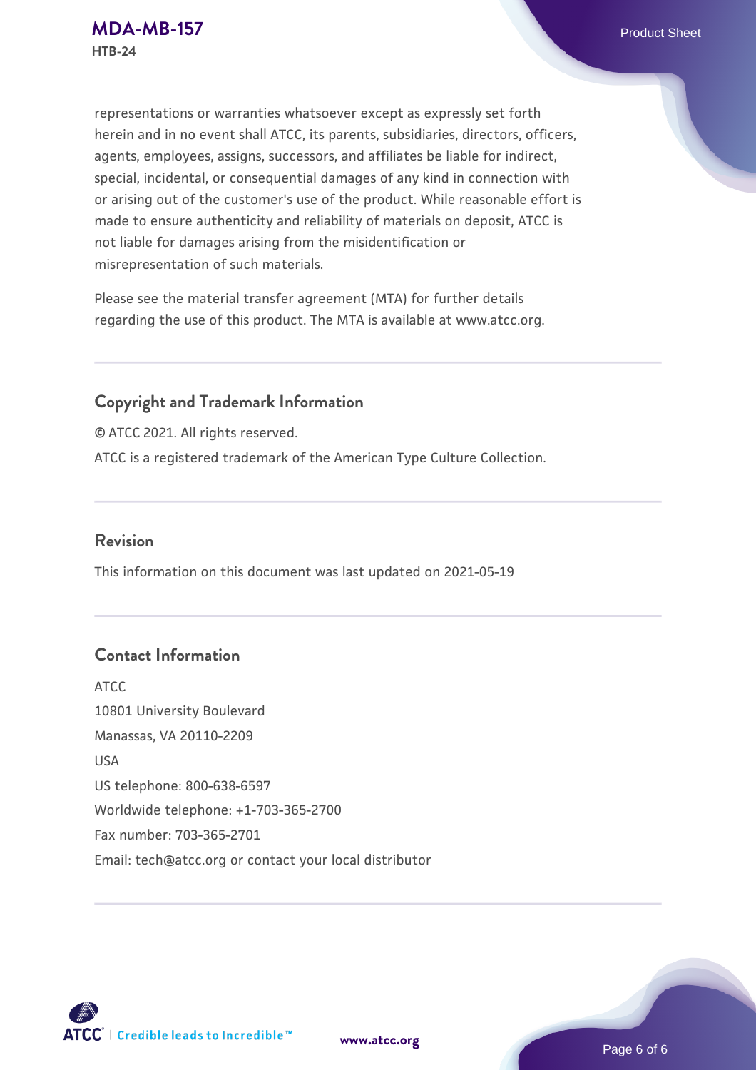representations or warranties whatsoever except as expressly set forth herein and in no event shall ATCC, its parents, subsidiaries, directors, officers, agents, employees, assigns, successors, and affiliates be liable for indirect, special, incidental, or consequential damages of any kind in connection with or arising out of the customer's use of the product. While reasonable effort is made to ensure authenticity and reliability of materials on deposit, ATCC is not liable for damages arising from the misidentification or misrepresentation of such materials.

Please see the material transfer agreement (MTA) for further details regarding the use of this product. The MTA is available at www.atcc.org.

## Copyright and Trademark Information

© ATCC 2021. All rights reserved.

ATCC is a registered trademark of the American Type Culture Collection.

## Revision

This information on this document was last updated on 2021-05-19

## Contact Information

ATCC
10801 University Boulevard
Manassas, VA 20110-2209
USA
US telephone: 800-638-6597
Worldwide telephone: +1-703-365-2700
Fax number: 703-365-2701
Email: tech@atcc.org or contact your local distributor